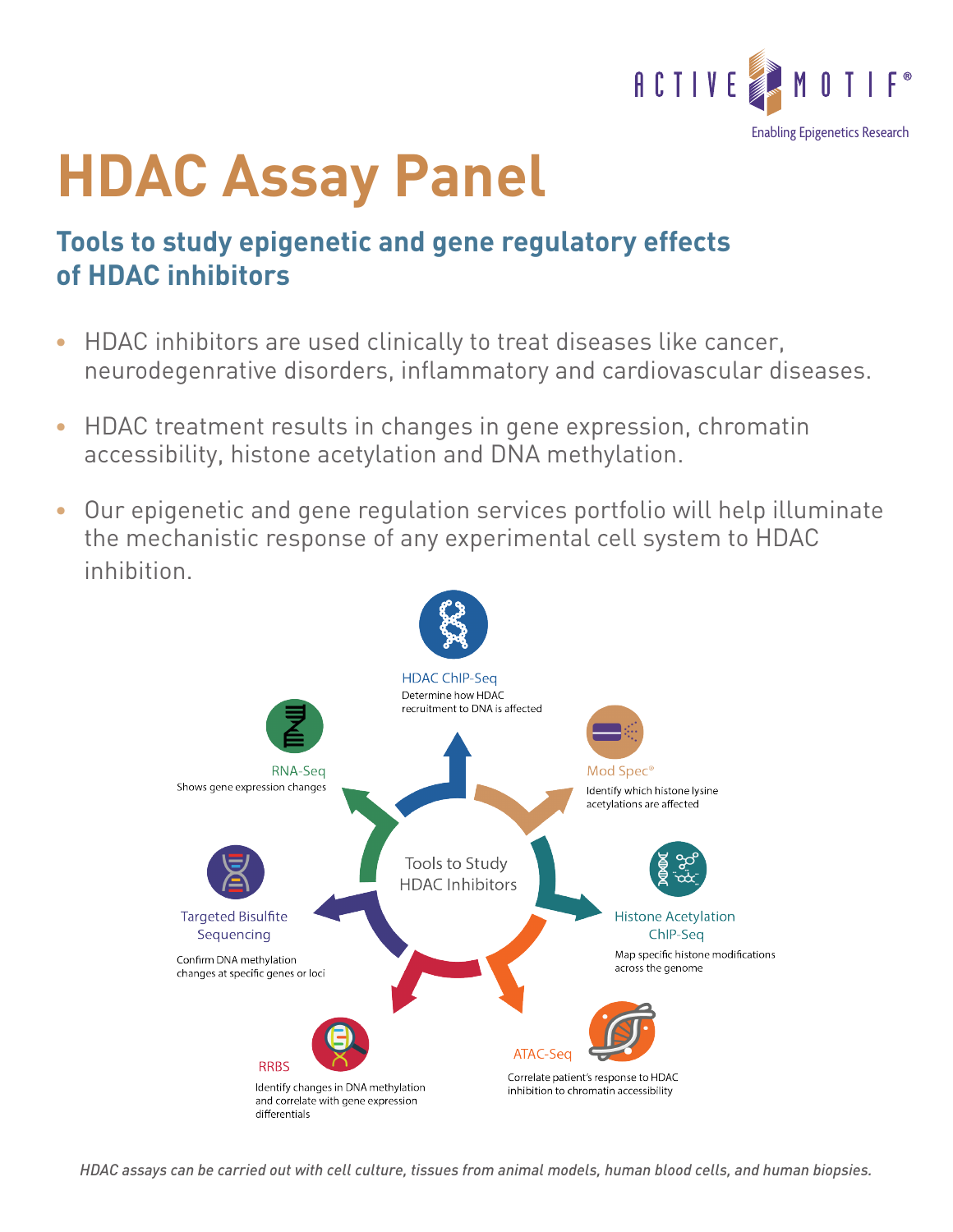ACTIVE MOTIF®

Enabling Epigenetics Research

# HDAC Assay Panel

## Tools to study epigenetic and gene regulatory effects of HDAC inhibitors

- HDAC inhibitors are used clinically to treat diseases like cancer, neurodegenrative disorders, inflammatory and cardiovascular diseases.
- HDAC treatment results in changes in gene expression, chromatin accessibility, histone acetylation and DNA methylation.
- Our epigenetic and gene regulation services portfolio will help illuminate the mechanistic response of any experimental cell system to HDAC inhibition.

Tools to Study HDAC Inhibitors

**HDAC ChIP-Seq**
Determine how HDAC recruitment to DNA is affected

**Mod Spec®**
Identify which histone lysine acetylations are affected

**Histone Acetylation ChIP-Seq**
Map specific histone modifications across the genome

**ATAC-Seq**
Correlate patient's response to HDAC inhibition to chromatin accessibility

**RRBS**
Identify changes in DNA methylation and correlate with gene expression differentials

**Targeted Bisulfite Sequencing**
Confirm DNA methylation changes at specific genes or loci

**RNA-Seq**
Shows gene expression changes

*HDAC assays can be carried out with cell culture, tissues from animal models, human blood cells, and human biopsies.*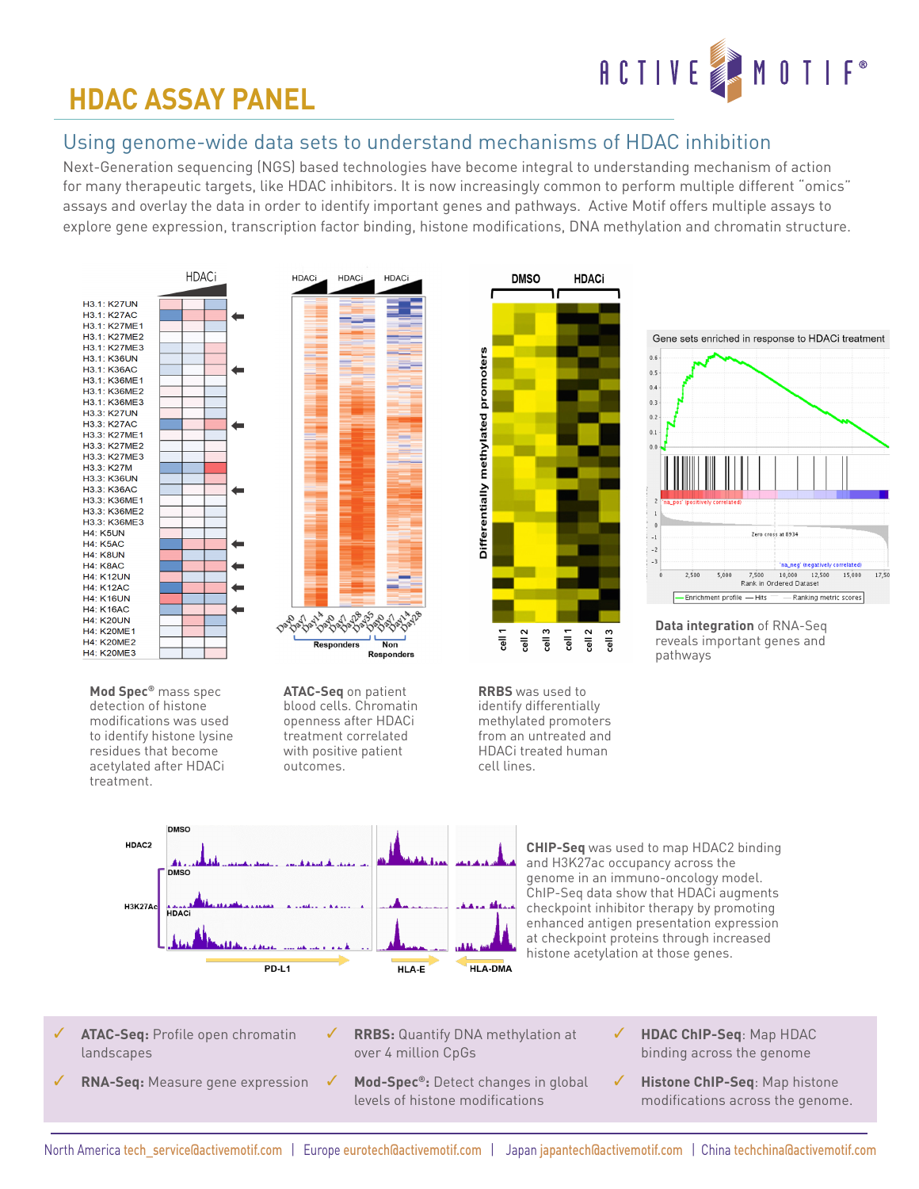# HDAC ASSAY PANEL

## Using genome-wide data sets to understand mechanisms of HDAC inhibition

Next-Generation sequencing (NGS) based technologies have become integral to understanding mechanism of action for many therapeutic targets, like HDAC inhibitors. It is now increasingly common to perform multiple different "omics" assays and overlay the data in order to identify important genes and pathways. Active Motif offers multiple assays to explore gene expression, transcription factor binding, histone modifications, DNA methylation and chromatin structure.

HDACi

H3.1: K27UN
H3.1: K27AC
H3.1: K27ME1
H3.1: K27ME2
H3.1: K27ME3
H3.1: K36UN
H3.1: K36AC
H3.1: K36ME1
H3.1: K36ME2
H3.1: K36ME3
H3.3: K27UN
H3.3: K27AC
H3.3: K27ME1
H3.3: K27ME2
H3.3: K27ME3
H3.3: K27M
H3.3: K36UN
H3.3: K36AC
H3.3: K36ME1
H3.3: K36ME2
H3.3: K36ME3
H4: K5UN
H4: K5AC
H4: K8UN
H4: K8AC
H4: K12UN
H4: K12AC
H4: K16UN
H4: K16AC
H4: K20UN
H4: K20ME1
H4: K20ME2
H4: K20ME3

**Mod Spec®** mass spec detection of histone modifications was used to identify histone lysine residues that become acetylated after HDACi treatment.

HDACi HDACi HDACi

Day0 Day7 Day14 Day0 Day7 Day28 Day35 Day0 Day7 Day14 Day28

Responders

Non Responders

**ATAC-Seq** on patient blood cells. Chromatin openness after HDACi treatment correlated with positive patient outcomes.

DMSO HDACi

Differentially methylated promoters

cell 1 cell 2 cell 3 cell 1 cell 2 cell 3

**RRBS** was used to identify differentially methylated promoters from an untreated and HDACi treated human cell lines.

Gene sets enriched in response to HDACi treatment

0.6
0.5
0.4
0.3
0.2
0.1
0.0

'na_pos' (positively correlated)

Zero cross at 8934

'na_neg' (negatively correlated)

2
1
0
-1
-2
-3

0 2,500 5,000 7,500 10,000 12,500 15,000 17,50

Rank in Ordered Dataset

Enrichment profile — Hits — Ranking metric scores

**Data integration** of RNA-Seq reveals important genes and pathways

HDAC2

DMSO

H3K27Ac

DMSO

HDACi

PD-L1

HLA-E

HLA-DMA

**CHIP-Seq** was used to map HDAC2 binding and H3K27ac occupancy across the genome in an immuno-oncology model. ChIP-Seq data show that HDACi augments checkpoint inhibitor therapy by promoting enhanced antigen presentation expression at checkpoint proteins through increased histone acetylation at those genes.

- ✓ **ATAC-Seq:** Profile open chromatin landscapes
- ✓ **RNA-Seq:** Measure gene expression
- ✓ **RRBS:** Quantify DNA methylation at over 4 million CpGs
- ✓ **Mod-Spec®:** Detect changes in global levels of histone modifications
- ✓ **HDAC ChIP-Seq**: Map HDAC binding across the genome
- ✓ **Histone ChIP-Seq**: Map histone modifications across the genome.

North America tech_service@activemotif.com | Europe eurotech@activemotif.com | Japan japantech@activemotif.com | China techchina@activemotif.com